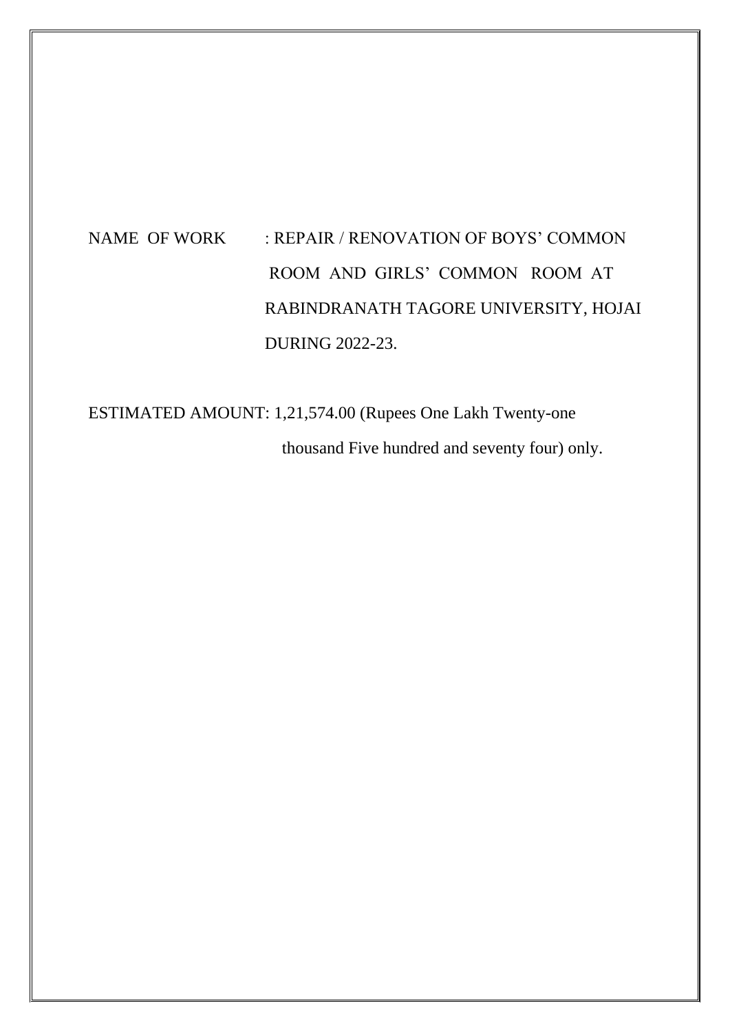NAME OF WORK : REPAIR / RENOVATION OF BOYS' COMMON ROOM AND GIRLS' COMMON ROOM AT RABINDRANATH TAGORE UNIVERSITY, HOJAI DURING 2022-23.

ESTIMATED AMOUNT: 1,21,574.00 (Rupees One Lakh Twenty-one thousand Five hundred and seventy four) only.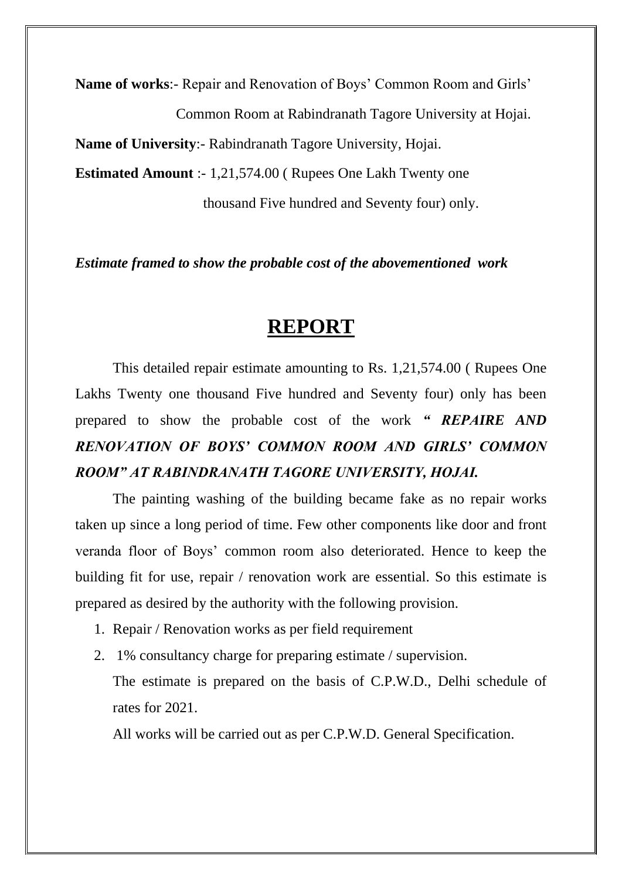**Name of works**:- Repair and Renovation of Boys' Common Room and Girls' Common Room at Rabindranath Tagore University at Hojai.

**Name of University**:- Rabindranath Tagore University, Hojai.

**Estimated Amount** :- 1,21,574.00 ( Rupees One Lakh Twenty one thousand Five hundred and Seventy four) only.

***Estimate framed to show the probable cost of the abovementioned work***

# REPORT

This detailed repair estimate amounting to Rs. 1,21,574.00 ( Rupees One Lakhs Twenty one thousand Five hundred and Seventy four) only has been prepared to show the probable cost of the work ***" REPAIRE AND RENOVATION OF BOYS' COMMON ROOM AND GIRLS' COMMON ROOM" AT RABINDRANATH TAGORE UNIVERSITY, HOJAI.***

The painting washing of the building became fake as no repair works taken up since a long period of time. Few other components like door and front veranda floor of Boys' common room also deteriorated. Hence to keep the building fit for use, repair / renovation work are essential. So this estimate is prepared as desired by the authority with the following provision.

1. Repair / Renovation works as per field requirement
2. 1% consultancy charge for preparing estimate / supervision.

   The estimate is prepared on the basis of C.P.W.D., Delhi schedule of rates for 2021.

   All works will be carried out as per C.P.W.D. General Specification.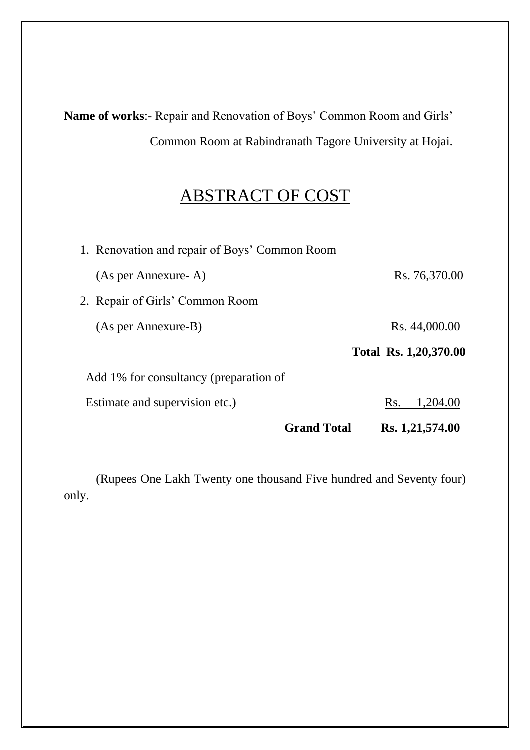**Name of works**:- Repair and Renovation of Boys' Common Room and Girls' Common Room at Rabindranath Tagore University at Hojai.

# ABSTRACT OF COST

| | |
|---|---|
| 1. Renovation and repair of Boys' Common Room (As per Annexure- A) | Rs. 76,370.00 |
| 2. Repair of Girls' Common Room (As per Annexure-B) | Rs. 44,000.00 |
| **Total** | **Rs. 1,20,370.00** |
| Add 1% for consultancy (preparation of Estimate and supervision etc.) | Rs. 1,204.00 |
| **Grand Total** | **Rs. 1,21,574.00** |

(Rupees One Lakh Twenty one thousand Five hundred and Seventy four) only.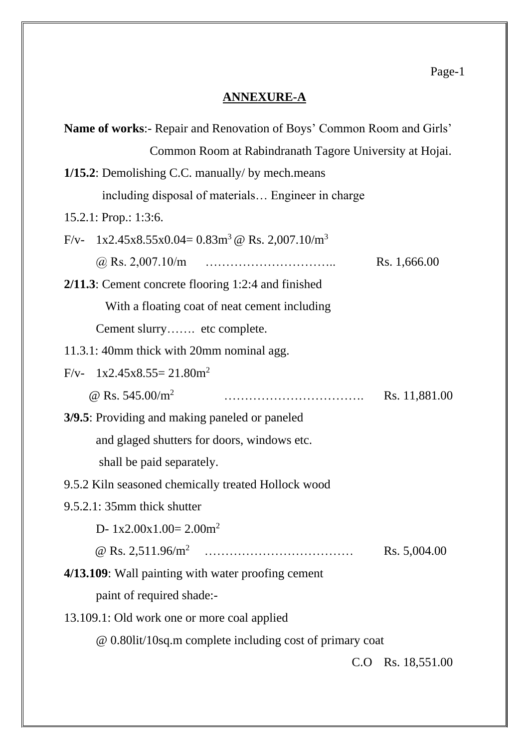## ANNEXURE-A

**Name of works**:- Repair and Renovation of Boys' Common Room and Girls' Common Room at Rabindranath Tagore University at Hojai.

**1/15.2**: Demolishing C.C. manually/ by mech.means including disposal of materials… Engineer in charge

15.2.1: Prop.: 1:3:6.

F/v- 1x2.45x8.55x0.04= 0.83$m^3$ @ Rs. 2,007.10/$m^3$

@ Rs. 2,007.10/m ………………………….. Rs. 1,666.00

**2/11.3**: Cement concrete flooring 1:2:4 and finished With a floating coat of neat cement including Cement slurry……. etc complete.

11.3.1: 40mm thick with 20mm nominal agg.

F/v- 1x2.45x8.55= 21.80$m^2$

@ Rs. 545.00/$m^2$ ……………………………. Rs. 11,881.00

**3/9.5**: Providing and making paneled or paneled and glaged shutters for doors, windows etc. shall be paid separately.

9.5.2 Kiln seasoned chemically treated Hollock wood

9.5.2.1: 35mm thick shutter

D- 1x2.00x1.00= 2.00$m^2$

@ Rs. 2,511.96/$m^2$ ……………………………… Rs. 5,004.00

**4/13.109**: Wall painting with water proofing cement paint of required shade:-

13.109.1: Old work one or more coal applied

@ 0.80lit/10sq.m complete including cost of primary coat

C.O Rs. 18,551.00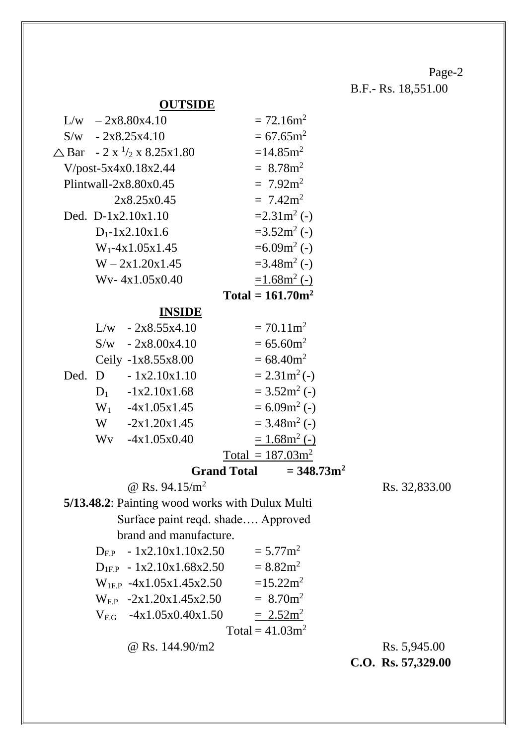B.F.- Rs. 18,551.00

**OUTSIDE**

| | | |
|---|---|---|
| L/w – 2x8.80x4.10 | = 72.16m$^2$ | |
| S/w - 2x8.25x4.10 | = 67.65m$^2$ | |
| △ Bar - 2 x $^1/_2$ x 8.25x1.80 | =14.85m$^2$ | |
| V/post-5x4x0.18x2.44 | = 8.78m$^2$ | |
| Plintwall-2x8.80x0.45 | = 7.92m$^2$ | |
| 2x8.25x0.45 | = 7.42m$^2$ | |
| Ded. D-1x2.10x1.10 | =2.31m$^2$ (-) | |
| $D_1$-1x2.10x1.6 | =3.52m$^2$ (-) | |
| $W_1$-4x1.05x1.45 | =6.09m$^2$ (-) | |
| W – 2x1.20x1.45 | =3.48m$^2$ (-) | |
| Wv- 4x1.05x0.40 | =1.68m$^2$ (-) | |
| | **Total = 161.70m$^2$** | |

**INSIDE**

| | | |
|---|---|---|
| L/w - 2x8.55x4.10 | = 70.11m$^2$ | |
| S/w - 2x8.00x4.10 | = 65.60m$^2$ | |
| Ceily -1x8.55x8.00 | = 68.40m$^2$ | |
| Ded. D - 1x2.10x1.10 | = 2.31m$^2$ (-) | |
| $D_1$ -1x2.10x1.68 | = 3.52m$^2$ (-) | |
| $W_1$ -4x1.05x1.45 | = 6.09m$^2$ (-) | |
| W -2x1.20x1.45 | = 3.48m$^2$ (-) | |
| Wv -4x1.05x0.40 | = 1.68m$^2$ (-) | |
| | Total = 187.03m$^2$ | |
| **Grand Total** | **= 348.73m$^2$** | |
| @ Rs. 94.15/m$^2$ | | Rs. 32,833.00 |

**5/13.48.2**: Painting wood works with Dulux Multi Surface paint reqd. shade…. Approved brand and manufacture.

| | | |
|---|---|---|
| $D_{F.P}$ - 1x2.10x1.10x2.50 | = 5.77m$^2$ | |
| $D_{1F.P}$ - 1x2.10x1.68x2.50 | = 8.82m$^2$ | |
| $W_{1F.P}$ -4x1.05x1.45x2.50 | =15.22m$^2$ | |
| $W_{F.P}$ -2x1.20x1.45x2.50 | = 8.70m$^2$ | |
| $V_{F.G}$ -4x1.05x0.40x1.50 | = 2.52m$^2$ | |
| | Total = 41.03m$^2$ | |
| @ Rs. 144.90/m2 | | Rs. 5,945.00 |
| | | **C.O. Rs. 57,329.00** |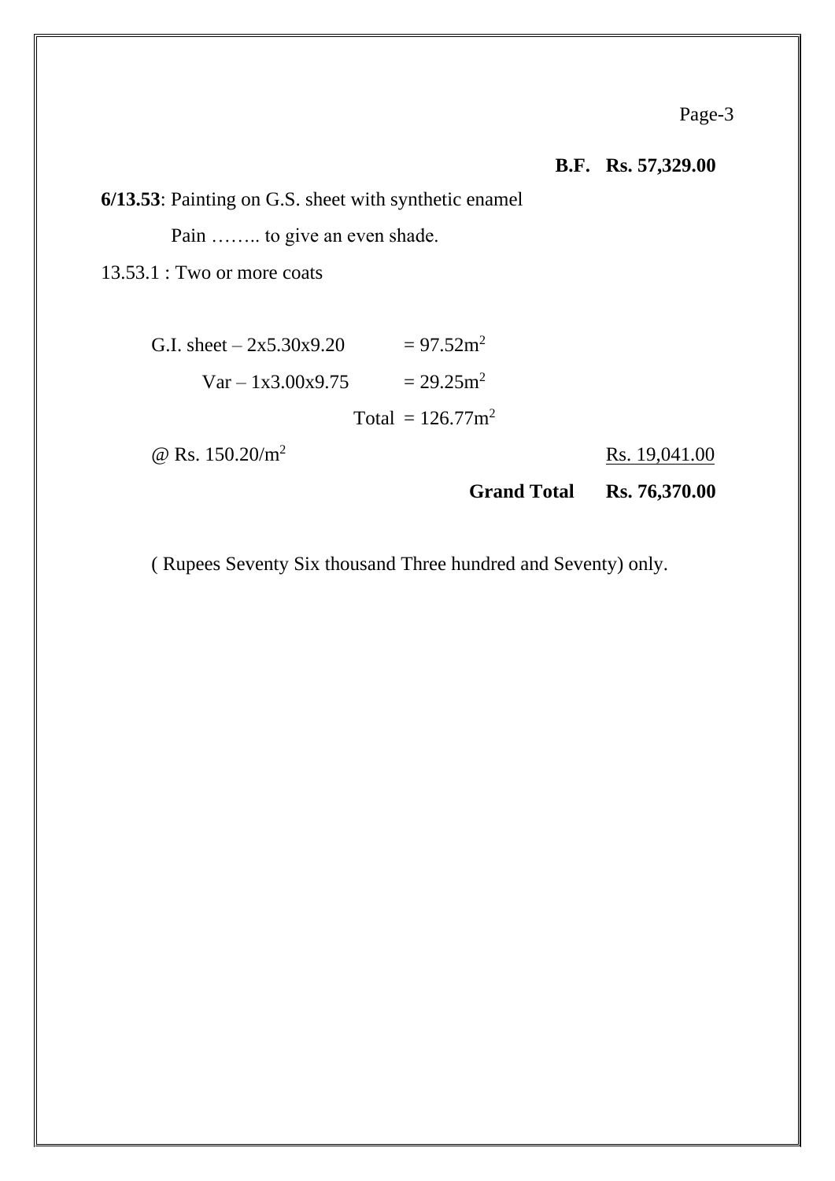**B.F. Rs. 57,329.00**

**6/13.53**: Painting on G.S. sheet with synthetic enamel

Pain …….. to give an even shade.

13.53.1 : Two or more coats

G.I. sheet – 2x5.30x9.20 = 97.52m$^2$

Var – 1x3.00x9.75 = 29.25m$^2$

Total = 126.77m$^2$

@ Rs. 150.20/m$^2$ Rs. 19,041.00

**Grand Total Rs. 76,370.00**

( Rupees Seventy Six thousand Three hundred and Seventy) only.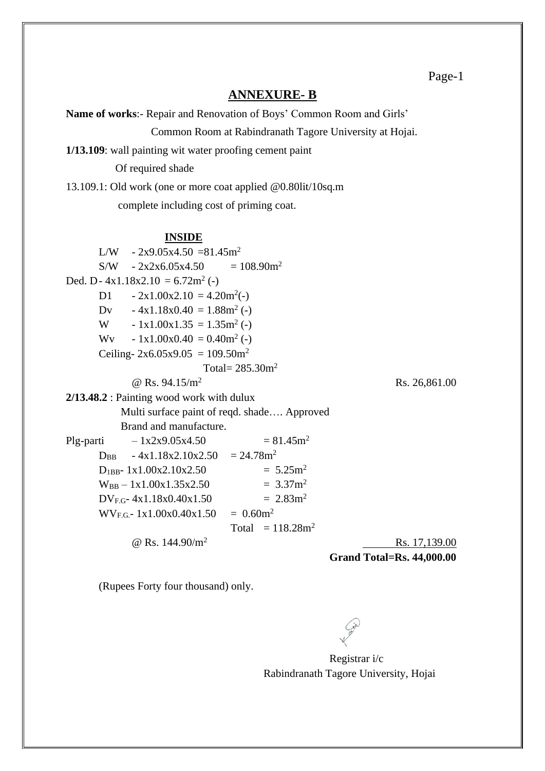## ANNEXURE- B

**Name of works**:- Repair and Renovation of Boys' Common Room and Girls' Common Room at Rabindranath Tagore University at Hojai.

**1/13.109**: wall painting wit water proofing cement paint Of required shade

13.109.1: Old work (one or more coat applied @0.80lit/10sq.m complete including cost of priming coat.

**INSIDE**

L/W - 2x9.05x4.50 =81.45$m^2$

S/W - 2x2x6.05x4.50 = 108.90$m^2$

Ded. D - 4x1.18x2.10 = 6.72$m^2$ (-)

D1 - 2x1.00x2.10 = 4.20$m^2$(-)

Dv - 4x1.18x0.40 = 1.88$m^2$ (-)

W - 1x1.00x1.35 = 1.35$m^2$ (-)

Wv - 1x1.00x0.40 = 0.40$m^2$ (-)

Ceiling- 2x6.05x9.05 = 109.50$m^2$

Total= 285.30$m^2$

@ Rs. 94.15/$m^2$ — Rs. 26,861.00

**2/13.48.2** : Painting wood work with dulux Multi surface paint of reqd. shade…. Approved Brand and manufacture.

Plg-parti – 1x2x9.05x4.50 = 81.45$m^2$

$D_{BB}$ - 4x1.18x2.10x2.50 = 24.78$m^2$

$D_{1BB}$- 1x1.00x2.10x2.50 = 5.25$m^2$

$W_{BB}$ – 1x1.00x1.35x2.50 = 3.37$m^2$

$DV_{F.G}$- 4x1.18x0.40x1.50 = 2.83$m^2$

$WV_{F.G.}$- 1x1.00x0.40x1.50 = 0.60$m^2$

Total = 118.28$m^2$

@ Rs. 144.90/$m^2$ — Rs. 17,139.00

**Grand Total=Rs. 44,000.00**

(Rupees Forty four thousand) only.

Registrar i/c
Rabindranath Tagore University, Hojai